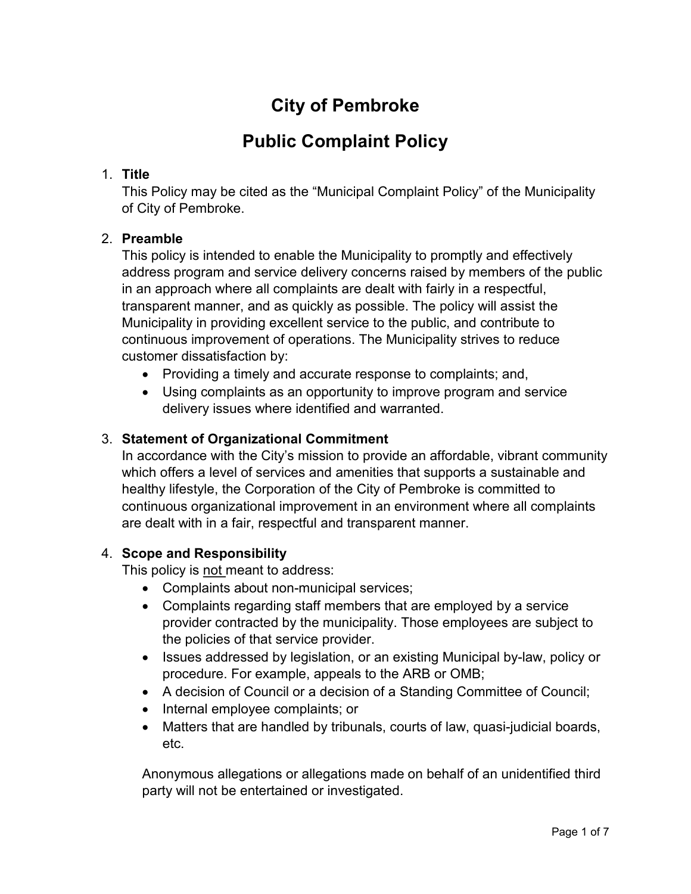# City of Pembroke

# Public Complaint Policy

1. **Title**
   This Policy may be cited as the "Municipal Complaint Policy" of the Municipality of City of Pembroke.

2. **Preamble**
   This policy is intended to enable the Municipality to promptly and effectively address program and service delivery concerns raised by members of the public in an approach where all complaints are dealt with fairly in a respectful, transparent manner, and as quickly as possible. The policy will assist the Municipality in providing excellent service to the public, and contribute to continuous improvement of operations. The Municipality strives to reduce customer dissatisfaction by:
   - Providing a timely and accurate response to complaints; and,
   - Using complaints as an opportunity to improve program and service delivery issues where identified and warranted.

3. **Statement of Organizational Commitment**
   In accordance with the City's mission to provide an affordable, vibrant community which offers a level of services and amenities that supports a sustainable and healthy lifestyle, the Corporation of the City of Pembroke is committed to continuous organizational improvement in an environment where all complaints are dealt with in a fair, respectful and transparent manner.

4. **Scope and Responsibility**
   This policy is <u>not</u> meant to address:
   - Complaints about non-municipal services;
   - Complaints regarding staff members that are employed by a service provider contracted by the municipality. Those employees are subject to the policies of that service provider.
   - Issues addressed by legislation, or an existing Municipal by-law, policy or procedure. For example, appeals to the ARB or OMB;
   - A decision of Council or a decision of a Standing Committee of Council;
   - Internal employee complaints; or
   - Matters that are handled by tribunals, courts of law, quasi-judicial boards, etc.

   Anonymous allegations or allegations made on behalf of an unidentified third party will not be entertained or investigated.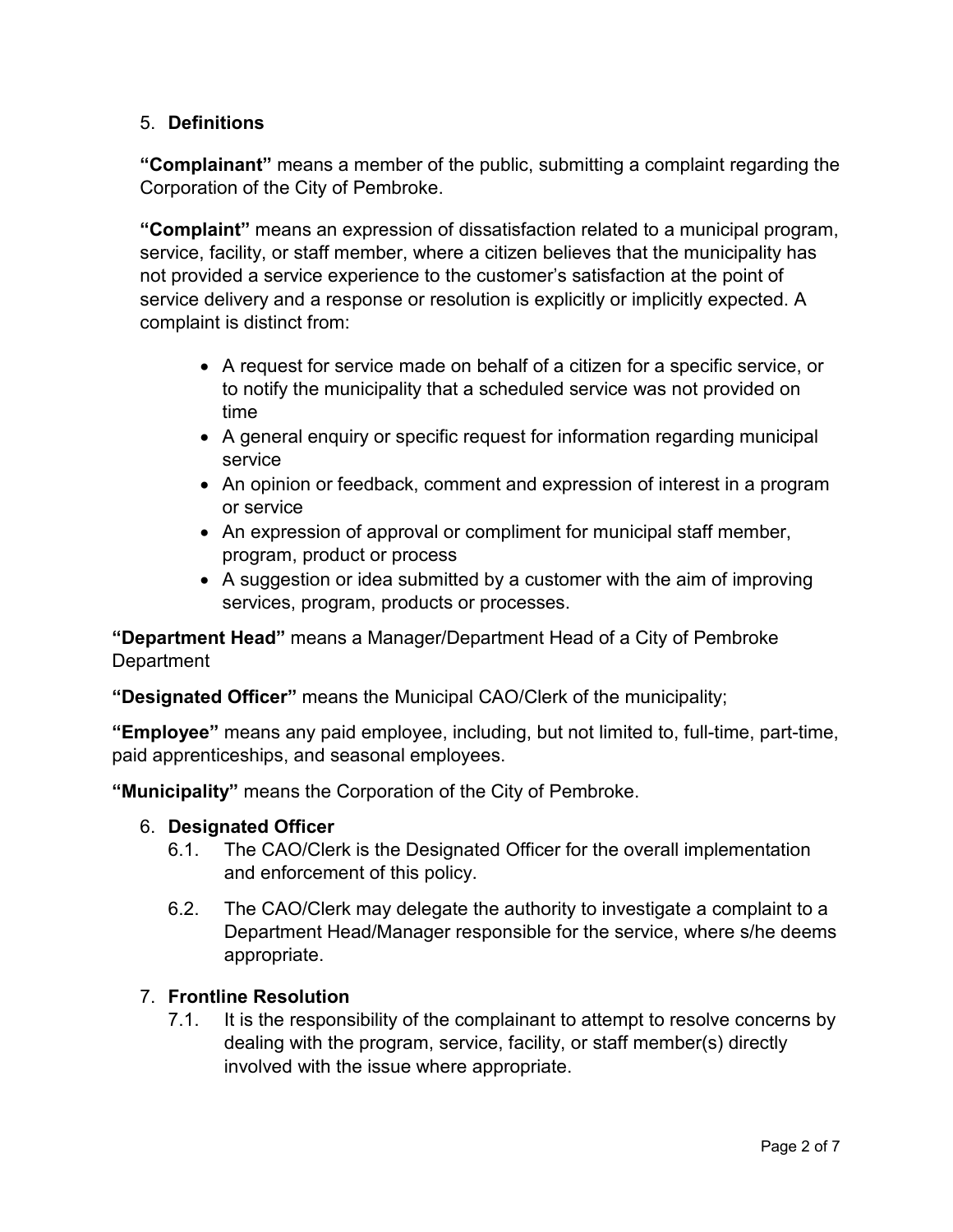## 5. Definitions

**"Complainant"** means a member of the public, submitting a complaint regarding the Corporation of the City of Pembroke.

**"Complaint"** means an expression of dissatisfaction related to a municipal program, service, facility, or staff member, where a citizen believes that the municipality has not provided a service experience to the customer's satisfaction at the point of service delivery and a response or resolution is explicitly or implicitly expected. A complaint is distinct from:

- A request for service made on behalf of a citizen for a specific service, or to notify the municipality that a scheduled service was not provided on time
- A general enquiry or specific request for information regarding municipal service
- An opinion or feedback, comment and expression of interest in a program or service
- An expression of approval or compliment for municipal staff member, program, product or process
- A suggestion or idea submitted by a customer with the aim of improving services, program, products or processes.

**"Department Head"** means a Manager/Department Head of a City of Pembroke Department

**"Designated Officer"** means the Municipal CAO/Clerk of the municipality;

**"Employee"** means any paid employee, including, but not limited to, full-time, part-time, paid apprenticeships, and seasonal employees.

**"Municipality"** means the Corporation of the City of Pembroke.

## 6. Designated Officer

6.1. The CAO/Clerk is the Designated Officer for the overall implementation and enforcement of this policy.

6.2. The CAO/Clerk may delegate the authority to investigate a complaint to a Department Head/Manager responsible for the service, where s/he deems appropriate.

## 7. Frontline Resolution

7.1. It is the responsibility of the complainant to attempt to resolve concerns by dealing with the program, service, facility, or staff member(s) directly involved with the issue where appropriate.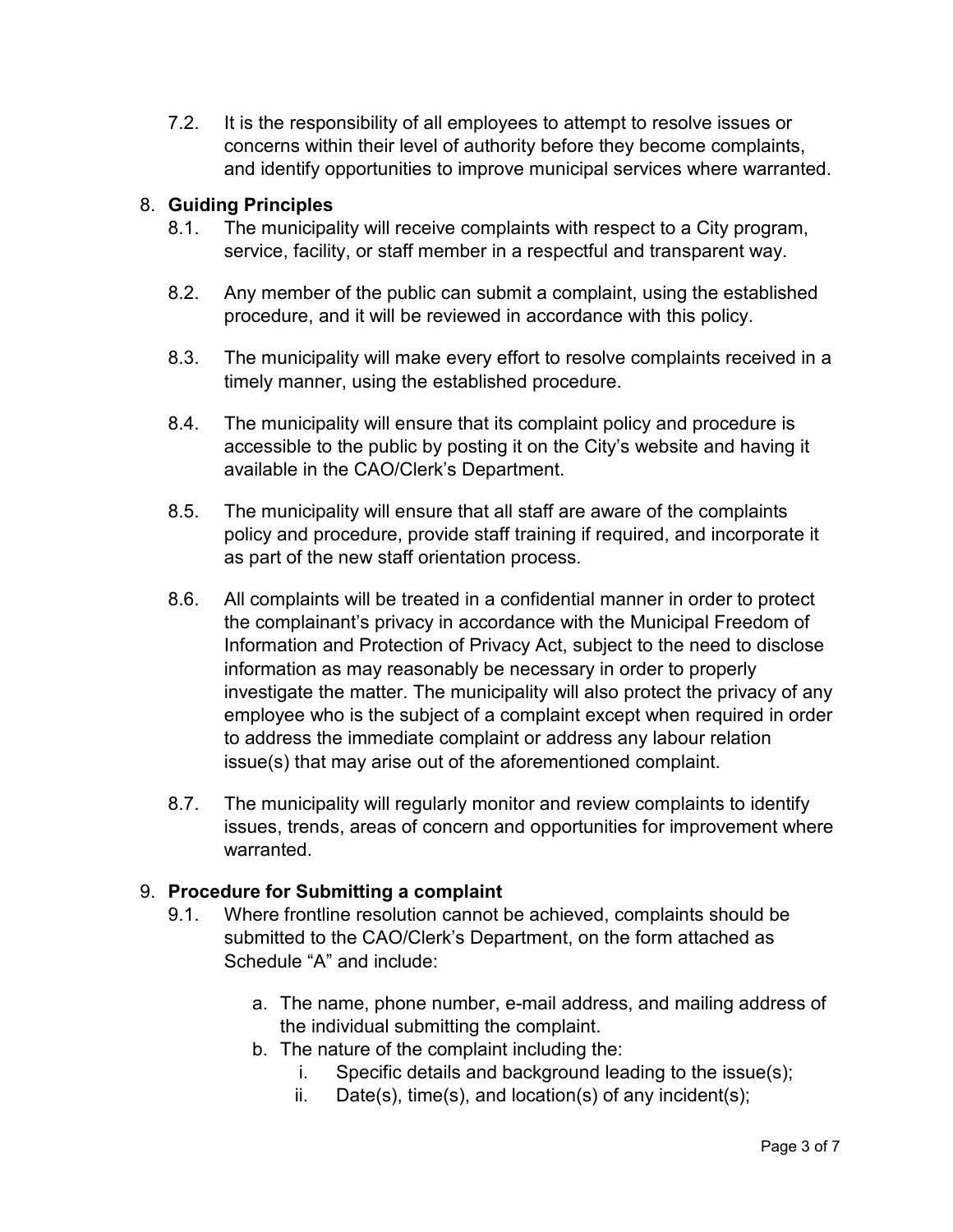7.2. It is the responsibility of all employees to attempt to resolve issues or concerns within their level of authority before they become complaints, and identify opportunities to improve municipal services where warranted.

## 8. Guiding Principles

8.1. The municipality will receive complaints with respect to a City program, service, facility, or staff member in a respectful and transparent way.

8.2. Any member of the public can submit a complaint, using the established procedure, and it will be reviewed in accordance with this policy.

8.3. The municipality will make every effort to resolve complaints received in a timely manner, using the established procedure.

8.4. The municipality will ensure that its complaint policy and procedure is accessible to the public by posting it on the City's website and having it available in the CAO/Clerk's Department.

8.5. The municipality will ensure that all staff are aware of the complaints policy and procedure, provide staff training if required, and incorporate it as part of the new staff orientation process.

8.6. All complaints will be treated in a confidential manner in order to protect the complainant's privacy in accordance with the Municipal Freedom of Information and Protection of Privacy Act, subject to the need to disclose information as may reasonably be necessary in order to properly investigate the matter. The municipality will also protect the privacy of any employee who is the subject of a complaint except when required in order to address the immediate complaint or address any labour relation issue(s) that may arise out of the aforementioned complaint.

8.7. The municipality will regularly monitor and review complaints to identify issues, trends, areas of concern and opportunities for improvement where warranted.

## 9. Procedure for Submitting a complaint

9.1. Where frontline resolution cannot be achieved, complaints should be submitted to the CAO/Clerk's Department, on the form attached as Schedule "A" and include:

a. The name, phone number, e-mail address, and mailing address of the individual submitting the complaint.
b. The nature of the complaint including the:
   i. Specific details and background leading to the issue(s);
   ii. Date(s), time(s), and location(s) of any incident(s);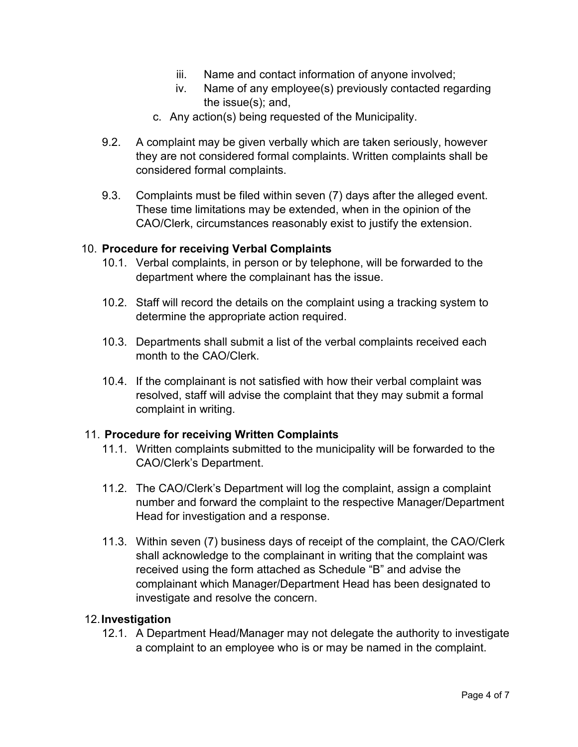iii. Name and contact information of anyone involved;
   iv. Name of any employee(s) previously contacted regarding the issue(s); and,

c. Any action(s) being requested of the Municipality.

9.2. A complaint may be given verbally which are taken seriously, however they are not considered formal complaints. Written complaints shall be considered formal complaints.

9.3. Complaints must be filed within seven (7) days after the alleged event. These time limitations may be extended, when in the opinion of the CAO/Clerk, circumstances reasonably exist to justify the extension.

## 10. Procedure for receiving Verbal Complaints

10.1. Verbal complaints, in person or by telephone, will be forwarded to the department where the complainant has the issue.

10.2. Staff will record the details on the complaint using a tracking system to determine the appropriate action required.

10.3. Departments shall submit a list of the verbal complaints received each month to the CAO/Clerk.

10.4. If the complainant is not satisfied with how their verbal complaint was resolved, staff will advise the complaint that they may submit a formal complaint in writing.

## 11. Procedure for receiving Written Complaints

11.1. Written complaints submitted to the municipality will be forwarded to the CAO/Clerk's Department.

11.2. The CAO/Clerk's Department will log the complaint, assign a complaint number and forward the complaint to the respective Manager/Department Head for investigation and a response.

11.3. Within seven (7) business days of receipt of the complaint, the CAO/Clerk shall acknowledge to the complainant in writing that the complaint was received using the form attached as Schedule "B" and advise the complainant which Manager/Department Head has been designated to investigate and resolve the concern.

## 12. Investigation

12.1. A Department Head/Manager may not delegate the authority to investigate a complaint to an employee who is or may be named in the complaint.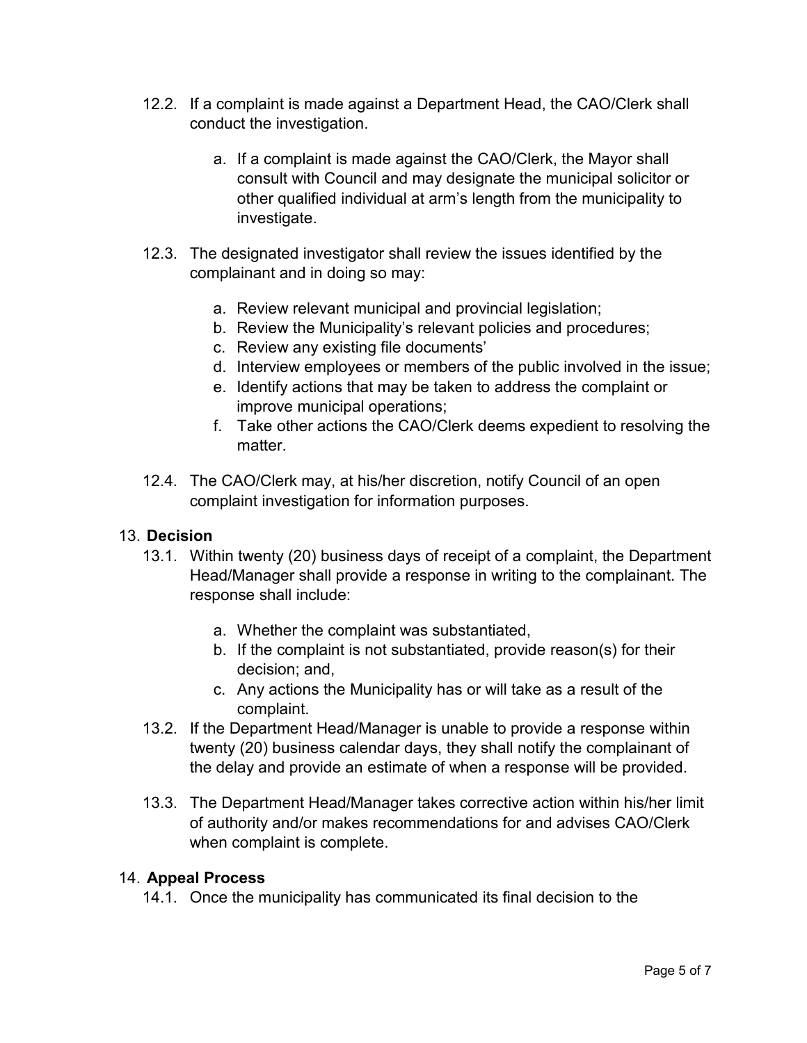12.2. If a complaint is made against a Department Head, the CAO/Clerk shall conduct the investigation.

   a. If a complaint is made against the CAO/Clerk, the Mayor shall consult with Council and may designate the municipal solicitor or other qualified individual at arm's length from the municipality to investigate.

12.3. The designated investigator shall review the issues identified by the complainant and in doing so may:

   a. Review relevant municipal and provincial legislation;
   b. Review the Municipality's relevant policies and procedures;
   c. Review any existing file documents'
   d. Interview employees or members of the public involved in the issue;
   e. Identify actions that may be taken to address the complaint or improve municipal operations;
   f. Take other actions the CAO/Clerk deems expedient to resolving the matter.

12.4. The CAO/Clerk may, at his/her discretion, notify Council of an open complaint investigation for information purposes.

## 13. Decision

13.1. Within twenty (20) business days of receipt of a complaint, the Department Head/Manager shall provide a response in writing to the complainant. The response shall include:

   a. Whether the complaint was substantiated,
   b. If the complaint is not substantiated, provide reason(s) for their decision; and,
   c. Any actions the Municipality has or will take as a result of the complaint.

13.2. If the Department Head/Manager is unable to provide a response within twenty (20) business calendar days, they shall notify the complainant of the delay and provide an estimate of when a response will be provided.

13.3. The Department Head/Manager takes corrective action within his/her limit of authority and/or makes recommendations for and advises CAO/Clerk when complaint is complete.

## 14. Appeal Process

14.1. Once the municipality has communicated its final decision to the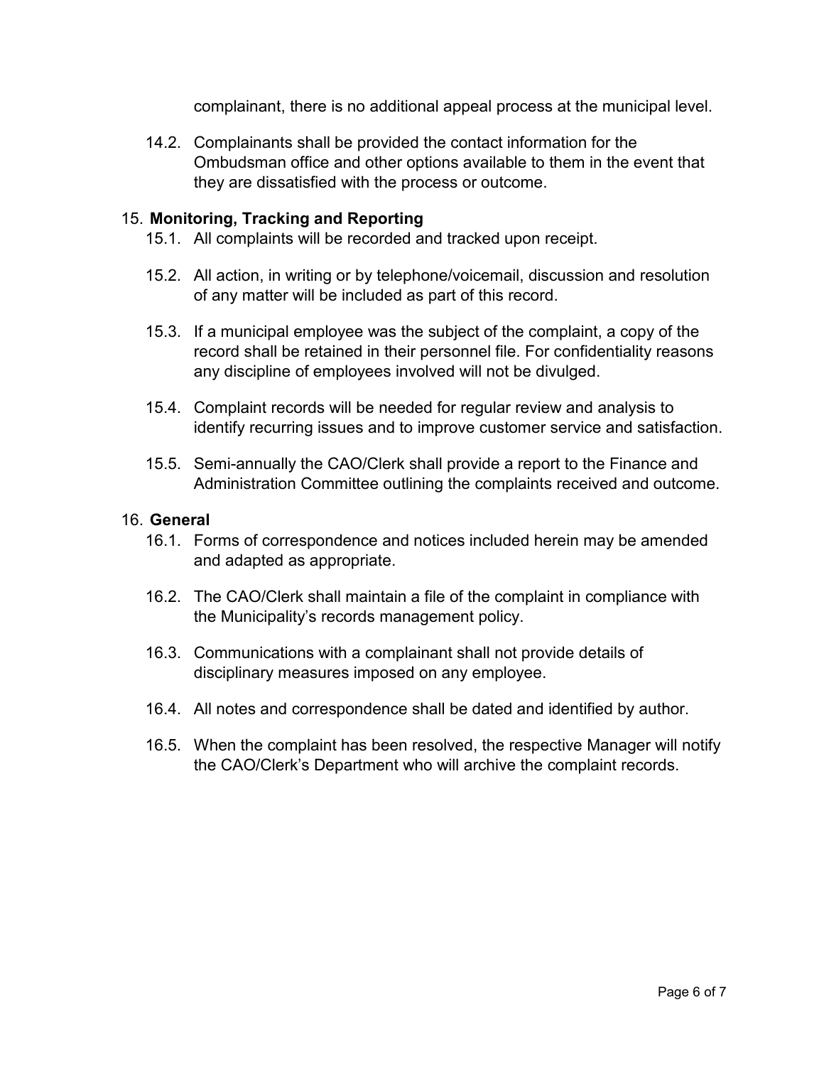complainant, there is no additional appeal process at the municipal level.

14.2. Complainants shall be provided the contact information for the Ombudsman office and other options available to them in the event that they are dissatisfied with the process or outcome.

15. **Monitoring, Tracking and Reporting**

15.1. All complaints will be recorded and tracked upon receipt.

15.2. All action, in writing or by telephone/voicemail, discussion and resolution of any matter will be included as part of this record.

15.3. If a municipal employee was the subject of the complaint, a copy of the record shall be retained in their personnel file. For confidentiality reasons any discipline of employees involved will not be divulged.

15.4. Complaint records will be needed for regular review and analysis to identify recurring issues and to improve customer service and satisfaction.

15.5. Semi-annually the CAO/Clerk shall provide a report to the Finance and Administration Committee outlining the complaints received and outcome.

16. **General**

16.1. Forms of correspondence and notices included herein may be amended and adapted as appropriate.

16.2. The CAO/Clerk shall maintain a file of the complaint in compliance with the Municipality's records management policy.

16.3. Communications with a complainant shall not provide details of disciplinary measures imposed on any employee.

16.4. All notes and correspondence shall be dated and identified by author.

16.5. When the complaint has been resolved, the respective Manager will notify the CAO/Clerk's Department who will archive the complaint records.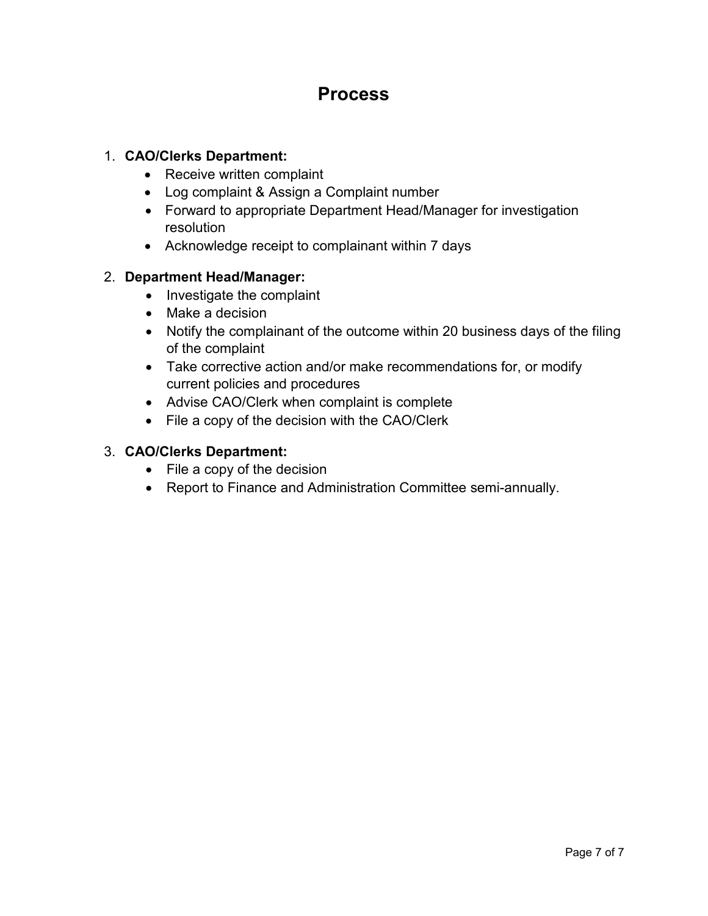# Process

1. **CAO/Clerks Department:**
    - Receive written complaint
    - Log complaint & Assign a Complaint number
    - Forward to appropriate Department Head/Manager for investigation resolution
    - Acknowledge receipt to complainant within 7 days

2. **Department Head/Manager:**
    - Investigate the complaint
    - Make a decision
    - Notify the complainant of the outcome within 20 business days of the filing of the complaint
    - Take corrective action and/or make recommendations for, or modify current policies and procedures
    - Advise CAO/Clerk when complaint is complete
    - File a copy of the decision with the CAO/Clerk

3. **CAO/Clerks Department:**
    - File a copy of the decision
    - Report to Finance and Administration Committee semi-annually.